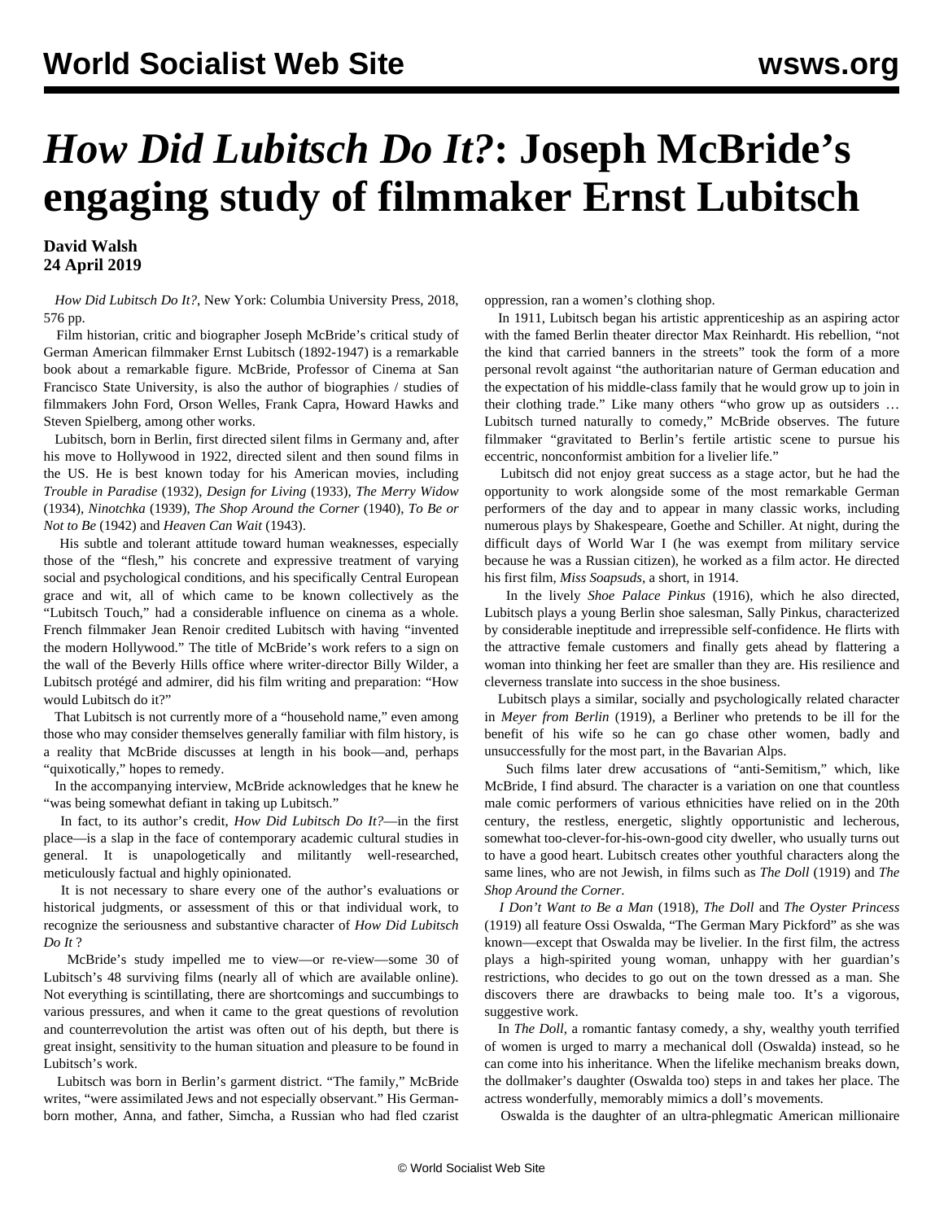# *How Did Lubitsch Do It?*: Joseph McBride's engaging study of filmmaker Ernst Lubitsch

**David Walsh**
**24 April 2019**

*How Did Lubitsch Do It?*, New York: Columbia University Press, 2018, 576 pp.

Film historian, critic and biographer Joseph McBride's critical study of German American filmmaker Ernst Lubitsch (1892-1947) is a remarkable book about a remarkable figure. McBride, Professor of Cinema at San Francisco State University, is also the author of biographies / studies of filmmakers John Ford, Orson Welles, Frank Capra, Howard Hawks and Steven Spielberg, among other works.

Lubitsch, born in Berlin, first directed silent films in Germany and, after his move to Hollywood in 1922, directed silent and then sound films in the US. He is best known today for his American movies, including *Trouble in Paradise* (1932), *Design for Living* (1933), *The Merry Widow* (1934), *Ninotchka* (1939), *The Shop Around the Corner* (1940), *To Be or Not to Be* (1942) and *Heaven Can Wait* (1943).

His subtle and tolerant attitude toward human weaknesses, especially those of the "flesh," his concrete and expressive treatment of varying social and psychological conditions, and his specifically Central European grace and wit, all of which came to be known collectively as the "Lubitsch Touch," had a considerable influence on cinema as a whole. French filmmaker Jean Renoir credited Lubitsch with having "invented the modern Hollywood." The title of McBride's work refers to a sign on the wall of the Beverly Hills office where writer-director Billy Wilder, a Lubitsch protégé and admirer, did his film writing and preparation: "How would Lubitsch do it?"

That Lubitsch is not currently more of a "household name," even among those who may consider themselves generally familiar with film history, is a reality that McBride discusses at length in his book—and, perhaps "quixotically," hopes to remedy.

In the accompanying interview, McBride acknowledges that he knew he "was being somewhat defiant in taking up Lubitsch."

In fact, to its author's credit, *How Did Lubitsch Do It?*—in the first place—is a slap in the face of contemporary academic cultural studies in general. It is unapologetically and militantly well-researched, meticulously factual and highly opinionated.

It is not necessary to share every one of the author's evaluations or historical judgments, or assessment of this or that individual work, to recognize the seriousness and substantive character of *How Did Lubitsch Do It* ?

McBride's study impelled me to view—or re-view—some 30 of Lubitsch's 48 surviving films (nearly all of which are available online). Not everything is scintillating, there are shortcomings and succumbings to various pressures, and when it came to the great questions of revolution and counterrevolution the artist was often out of his depth, but there is great insight, sensitivity to the human situation and pleasure to be found in Lubitsch's work.

Lubitsch was born in Berlin's garment district. "The family," McBride writes, "were assimilated Jews and not especially observant." His German-born mother, Anna, and father, Simcha, a Russian who had fled czarist oppression, ran a women's clothing shop.

In 1911, Lubitsch began his artistic apprenticeship as an aspiring actor with the famed Berlin theater director Max Reinhardt. His rebellion, "not the kind that carried banners in the streets" took the form of a more personal revolt against "the authoritarian nature of German education and the expectation of his middle-class family that he would grow up to join in their clothing trade." Like many others "who grow up as outsiders … Lubitsch turned naturally to comedy," McBride observes. The future filmmaker "gravitated to Berlin's fertile artistic scene to pursue his eccentric, nonconformist ambition for a livelier life."

Lubitsch did not enjoy great success as a stage actor, but he had the opportunity to work alongside some of the most remarkable German performers of the day and to appear in many classic works, including numerous plays by Shakespeare, Goethe and Schiller. At night, during the difficult days of World War I (he was exempt from military service because he was a Russian citizen), he worked as a film actor. He directed his first film, *Miss Soapsuds*, a short, in 1914.

In the lively *Shoe Palace Pinkus* (1916), which he also directed, Lubitsch plays a young Berlin shoe salesman, Sally Pinkus, characterized by considerable ineptitude and irrepressible self-confidence. He flirts with the attractive female customers and finally gets ahead by flattering a woman into thinking her feet are smaller than they are. His resilience and cleverness translate into success in the shoe business.

Lubitsch plays a similar, socially and psychologically related character in *Meyer from Berlin* (1919), a Berliner who pretends to be ill for the benefit of his wife so he can go chase other women, badly and unsuccessfully for the most part, in the Bavarian Alps.

Such films later drew accusations of "anti-Semitism," which, like McBride, I find absurd. The character is a variation on one that countless male comic performers of various ethnicities have relied on in the 20th century, the restless, energetic, slightly opportunistic and lecherous, somewhat too-clever-for-his-own-good city dweller, who usually turns out to have a good heart. Lubitsch creates other youthful characters along the same lines, who are not Jewish, in films such as *The Doll* (1919) and *The Shop Around the Corner*.

*I Don't Want to Be a Man* (1918), *The Doll* and *The Oyster Princess* (1919) all feature Ossi Oswalda, "The German Mary Pickford" as she was known—except that Oswalda may be livelier. In the first film, the actress plays a high-spirited young woman, unhappy with her guardian's restrictions, who decides to go out on the town dressed as a man. She discovers there are drawbacks to being male too. It's a vigorous, suggestive work.

In *The Doll*, a romantic fantasy comedy, a shy, wealthy youth terrified of women is urged to marry a mechanical doll (Oswalda) instead, so he can come into his inheritance. When the lifelike mechanism breaks down, the dollmaker's daughter (Oswalda too) steps in and takes her place. The actress wonderfully, memorably mimics a doll's movements.

Oswalda is the daughter of an ultra-phlegmatic American millionaire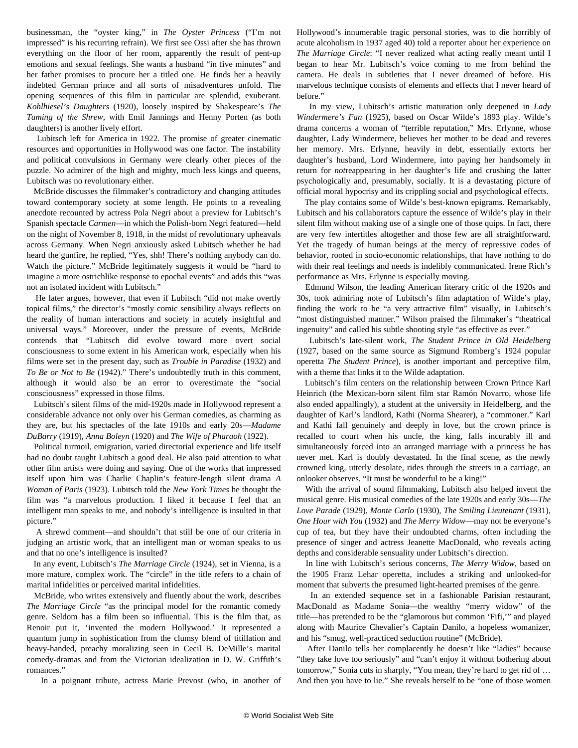businessman, the "oyster king," in *The Oyster Princess* ("I'm not impressed" is his recurring refrain). We first see Ossi after she has thrown everything on the floor of her room, apparently the result of pent-up emotions and sexual feelings. She wants a husband "in five minutes" and her father promises to procure her a titled one. He finds her a heavily indebted German prince and all sorts of misadventures unfold. The opening sequences of this film in particular are splendid, exuberant. *Kohlhiesel's Daughters* (1920), loosely inspired by Shakespeare's *The Taming of the Shrew*, with Emil Jannings and Henny Porten (as both daughters) is another lively effort.

Lubitsch left for America in 1922. The promise of greater cinematic resources and opportunities in Hollywood was one factor. The instability and political convulsions in Germany were clearly other pieces of the puzzle. No admirer of the high and mighty, much less kings and queens, Lubitsch was no revolutionary either.

McBride discusses the filmmaker's contradictory and changing attitudes toward contemporary society at some length. He points to a revealing anecdote recounted by actress Pola Negri about a preview for Lubitsch's Spanish spectacle *Carmen*—in which the Polish-born Negri featured—held on the night of November 8, 1918, in the midst of revolutionary upheavals across Germany. When Negri anxiously asked Lubitsch whether he had heard the gunfire, he replied, "Yes, shh! There's nothing anybody can do. Watch the picture." McBride legitimately suggests it would be "hard to imagine a more ostrichlike response to epochal events" and adds this "was not an isolated incident with Lubitsch."

He later argues, however, that even if Lubitsch "did not make overtly topical films," the director's "mostly comic sensibility always reflects on the reality of human interactions and society in acutely insightful and universal ways." Moreover, under the pressure of events, McBride contends that "Lubitsch did evolve toward more overt social consciousness to some extent in his American work, especially when his films were set in the present day, such as *Trouble in Paradise* (1932) and *To Be or Not to Be* (1942)." There's undoubtedly truth in this comment, although it would also be an error to overestimate the "social consciousness" expressed in those films.

Lubitsch's silent films of the mid-1920s made in Hollywood represent a considerable advance not only over his German comedies, as charming as they are, but his spectacles of the late 1910s and early 20s—*Madame DuBarry* (1919), *Anna Boleyn* (1920) and *The Wife of Pharaoh* (1922).

Political turmoil, emigration, varied directorial experience and life itself had no doubt taught Lubitsch a good deal. He also paid attention to what other film artists were doing and saying. One of the works that impressed itself upon him was Charlie Chaplin's feature-length silent drama *A Woman of Paris* (1923). Lubitsch told the *New York Times* he thought the film was "a marvelous production. I liked it because I feel that an intelligent man speaks to me, and nobody's intelligence is insulted in that picture."

A shrewd comment—and shouldn't that still be one of our criteria in judging an artistic work, that an intelligent man or woman speaks to us and that no one's intelligence is insulted?

In any event, Lubitsch's *The Marriage Circle* (1924), set in Vienna, is a more mature, complex work. The "circle" in the title refers to a chain of marital infidelities or perceived marital infidelities.

McBride, who writes extensively and fluently about the work, describes *The Marriage Circle* "as the principal model for the romantic comedy genre. Seldom has a film been so influential. This is the film that, as Renoir put it, 'invented the modern Hollywood.' It represented a quantum jump in sophistication from the clumsy blend of titillation and heavy-handed, preachy moralizing seen in Cecil B. DeMille's marital comedy-dramas and from the Victorian idealization in D. W. Griffith's romances."

In a poignant tribute, actress Marie Prevost (who, in another of Hollywood's innumerable tragic personal stories, was to die horribly of acute alcoholism in 1937 aged 40) told a reporter about her experience on *The Marriage Circle*: "I never realized what acting really meant until I began to hear Mr. Lubitsch's voice coming to me from behind the camera. He deals in subtleties that I never dreamed of before. His marvelous technique consists of elements and effects that I never heard of before."

In my view, Lubitsch's artistic maturation only deepened in *Lady Windermere's Fan* (1925), based on Oscar Wilde's 1893 play. Wilde's drama concerns a woman of "terrible reputation," Mrs. Erlynne, whose daughter, Lady Windermere, believes her mother to be dead and reveres her memory. Mrs. Erlynne, heavily in debt, essentially extorts her daughter's husband, Lord Windermere, into paying her handsomely in return for *not*reappearing in her daughter's life and crushing the latter psychologically and, presumably, socially. It is a devastating picture of official moral hypocrisy and its crippling social and psychological effects.

The play contains some of Wilde's best-known epigrams. Remarkably, Lubitsch and his collaborators capture the essence of Wilde's play in their silent film without making use of a single one of those quips. In fact, there are very few intertitles altogether and those few are all straightforward. Yet the tragedy of human beings at the mercy of repressive codes of behavior, rooted in socio-economic relationships, that have nothing to do with their real feelings and needs is indelibly communicated. Irene Rich's performance as Mrs. Erlynne is especially moving.

Edmund Wilson, the leading American literary critic of the 1920s and 30s, took admiring note of Lubitsch's film adaptation of Wilde's play, finding the work to be "a very attractive film" visually, in Lubitsch's "most distinguished manner." Wilson praised the filmmaker's "theatrical ingenuity" and called his subtle shooting style "as effective as ever."

Lubitsch's late-silent work, *The Student Prince in Old Heidelberg* (1927, based on the same source as Sigmund Romberg's 1924 popular operetta *The Student Prince*), is another important and perceptive film, with a theme that links it to the Wilde adaptation.

Lubitsch's film centers on the relationship between Crown Prince Karl Heinrich (the Mexican-born silent film star Ramón Novarro, whose life also ended appallingly), a student at the university in Heidelberg, and the daughter of Karl's landlord, Kathi (Norma Shearer), a "commoner." Karl and Kathi fall genuinely and deeply in love, but the crown prince is recalled to court when his uncle, the king, falls incurably ill and simultaneously forced into an arranged marriage with a princess he has never met. Karl is doubly devastated. In the final scene, as the newly crowned king, utterly desolate, rides through the streets in a carriage, an onlooker observes, "It must be wonderful to be a king!"

With the arrival of sound filmmaking, Lubitsch also helped invent the musical genre. His musical comedies of the late 1920s and early 30s—*The Love Parade* (1929), *Monte Carlo* (1930), *The Smiling Lieutenant* (1931), *One Hour with You* (1932) and *The Merry Widow*—may not be everyone's cup of tea, but they have their undoubted charms, often including the presence of singer and actress Jeanette MacDonald, who reveals acting depths and considerable sensuality under Lubitsch's direction.

In line with Lubitsch's serious concerns, *The Merry Widow*, based on the 1905 Franz Lehar operetta, includes a striking and unlooked-for moment that subverts the presumed light-hearted premises of the genre.

In an extended sequence set in a fashionable Parisian restaurant, MacDonald as Madame Sonia—the wealthy "merry widow" of the title—has pretended to be the "glamorous but common 'Fifi,'" and played along with Maurice Chevalier's Captain Danilo, a hopeless womanizer, and his "smug, well-practiced seduction routine" (McBride).

After Danilo tells her complacently he doesn't like "ladies" because "they take love too seriously" and "can't enjoy it without bothering about tomorrow," Sonia cuts in sharply, "You mean, they're hard to get rid of … And then you have to lie." She reveals herself to be "one of those women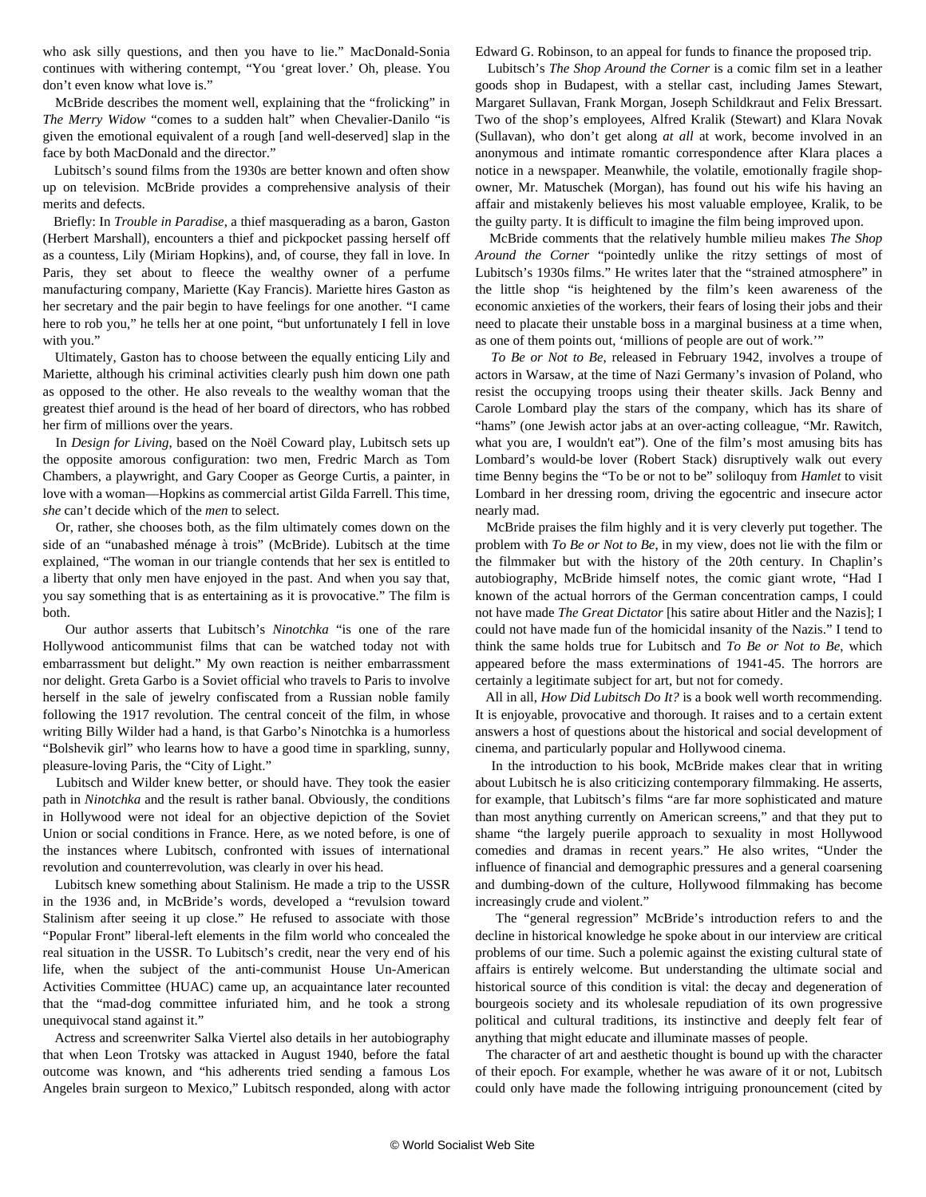who ask silly questions, and then you have to lie." MacDonald-Sonia continues with withering contempt, "You 'great lover.' Oh, please. You don't even know what love is."

McBride describes the moment well, explaining that the "frolicking" in *The Merry Widow* "comes to a sudden halt" when Chevalier-Danilo "is given the emotional equivalent of a rough [and well-deserved] slap in the face by both MacDonald and the director."

Lubitsch's sound films from the 1930s are better known and often show up on television. McBride provides a comprehensive analysis of their merits and defects.

Briefly: In *Trouble in Paradise*, a thief masquerading as a baron, Gaston (Herbert Marshall), encounters a thief and pickpocket passing herself off as a countess, Lily (Miriam Hopkins), and, of course, they fall in love. In Paris, they set about to fleece the wealthy owner of a perfume manufacturing company, Mariette (Kay Francis). Mariette hires Gaston as her secretary and the pair begin to have feelings for one another. "I came here to rob you," he tells her at one point, "but unfortunately I fell in love with you."

Ultimately, Gaston has to choose between the equally enticing Lily and Mariette, although his criminal activities clearly push him down one path as opposed to the other. He also reveals to the wealthy woman that the greatest thief around is the head of her board of directors, who has robbed her firm of millions over the years.

In *Design for Living*, based on the Noël Coward play, Lubitsch sets up the opposite amorous configuration: two men, Fredric March as Tom Chambers, a playwright, and Gary Cooper as George Curtis, a painter, in love with a woman—Hopkins as commercial artist Gilda Farrell. This time, *she* can't decide which of the *men* to select.

Or, rather, she chooses both, as the film ultimately comes down on the side of an "unabashed ménage à trois" (McBride). Lubitsch at the time explained, "The woman in our triangle contends that her sex is entitled to a liberty that only men have enjoyed in the past. And when you say that, you say something that is as entertaining as it is provocative." The film is both.

Our author asserts that Lubitsch's *Ninotchka* "is one of the rare Hollywood anticommunist films that can be watched today not with embarrassment but delight." My own reaction is neither embarrassment nor delight. Greta Garbo is a Soviet official who travels to Paris to involve herself in the sale of jewelry confiscated from a Russian noble family following the 1917 revolution. The central conceit of the film, in whose writing Billy Wilder had a hand, is that Garbo's Ninotchka is a humorless "Bolshevik girl" who learns how to have a good time in sparkling, sunny, pleasure-loving Paris, the "City of Light."

Lubitsch and Wilder knew better, or should have. They took the easier path in *Ninotchka* and the result is rather banal. Obviously, the conditions in Hollywood were not ideal for an objective depiction of the Soviet Union or social conditions in France. Here, as we noted before, is one of the instances where Lubitsch, confronted with issues of international revolution and counterrevolution, was clearly in over his head.

Lubitsch knew something about Stalinism. He made a trip to the USSR in the 1936 and, in McBride's words, developed a "revulsion toward Stalinism after seeing it up close." He refused to associate with those "Popular Front" liberal-left elements in the film world who concealed the real situation in the USSR. To Lubitsch's credit, near the very end of his life, when the subject of the anti-communist House Un-American Activities Committee (HUAC) came up, an acquaintance later recounted that the "mad-dog committee infuriated him, and he took a strong unequivocal stand against it."

Actress and screenwriter Salka Viertel also details in her autobiography that when Leon Trotsky was attacked in August 1940, before the fatal outcome was known, and "his adherents tried sending a famous Los Angeles brain surgeon to Mexico," Lubitsch responded, along with actor Edward G. Robinson, to an appeal for funds to finance the proposed trip.

Lubitsch's *The Shop Around the Corner* is a comic film set in a leather goods shop in Budapest, with a stellar cast, including James Stewart, Margaret Sullavan, Frank Morgan, Joseph Schildkraut and Felix Bressart. Two of the shop's employees, Alfred Kralik (Stewart) and Klara Novak (Sullavan), who don't get along *at all* at work, become involved in an anonymous and intimate romantic correspondence after Klara places a notice in a newspaper. Meanwhile, the volatile, emotionally fragile shop-owner, Mr. Matuschek (Morgan), has found out his wife his having an affair and mistakenly believes his most valuable employee, Kralik, to be the guilty party. It is difficult to imagine the film being improved upon.

McBride comments that the relatively humble milieu makes *The Shop Around the Corner* "pointedly unlike the ritzy settings of most of Lubitsch's 1930s films." He writes later that the "strained atmosphere" in the little shop "is heightened by the film's keen awareness of the economic anxieties of the workers, their fears of losing their jobs and their need to placate their unstable boss in a marginal business at a time when, as one of them points out, 'millions of people are out of work.'"

*To Be or Not to Be*, released in February 1942, involves a troupe of actors in Warsaw, at the time of Nazi Germany's invasion of Poland, who resist the occupying troops using their theater skills. Jack Benny and Carole Lombard play the stars of the company, which has its share of "hams" (one Jewish actor jabs at an over-acting colleague, "Mr. Rawitch, what you are, I wouldn't eat"). One of the film's most amusing bits has Lombard's would-be lover (Robert Stack) disruptively walk out every time Benny begins the "To be or not to be" soliloquy from *Hamlet* to visit Lombard in her dressing room, driving the egocentric and insecure actor nearly mad.

McBride praises the film highly and it is very cleverly put together. The problem with *To Be or Not to Be*, in my view, does not lie with the film or the filmmaker but with the history of the 20th century. In Chaplin's autobiography, McBride himself notes, the comic giant wrote, "Had I known of the actual horrors of the German concentration camps, I could not have made *The Great Dictator* [his satire about Hitler and the Nazis]; I could not have made fun of the homicidal insanity of the Nazis." I tend to think the same holds true for Lubitsch and *To Be or Not to Be*, which appeared before the mass exterminations of 1941-45. The horrors are certainly a legitimate subject for art, but not for comedy.

All in all, *How Did Lubitsch Do It?* is a book well worth recommending. It is enjoyable, provocative and thorough. It raises and to a certain extent answers a host of questions about the historical and social development of cinema, and particularly popular and Hollywood cinema.

In the introduction to his book, McBride makes clear that in writing about Lubitsch he is also criticizing contemporary filmmaking. He asserts, for example, that Lubitsch's films "are far more sophisticated and mature than most anything currently on American screens," and that they put to shame "the largely puerile approach to sexuality in most Hollywood comedies and dramas in recent years." He also writes, "Under the influence of financial and demographic pressures and a general coarsening and dumbing-down of the culture, Hollywood filmmaking has become increasingly crude and violent."

The "general regression" McBride's introduction refers to and the decline in historical knowledge he spoke about in our interview are critical problems of our time. Such a polemic against the existing cultural state of affairs is entirely welcome. But understanding the ultimate social and historical source of this condition is vital: the decay and degeneration of bourgeois society and its wholesale repudiation of its own progressive political and cultural traditions, its instinctive and deeply felt fear of anything that might educate and illuminate masses of people.

The character of art and aesthetic thought is bound up with the character of their epoch. For example, whether he was aware of it or not, Lubitsch could only have made the following intriguing pronouncement (cited by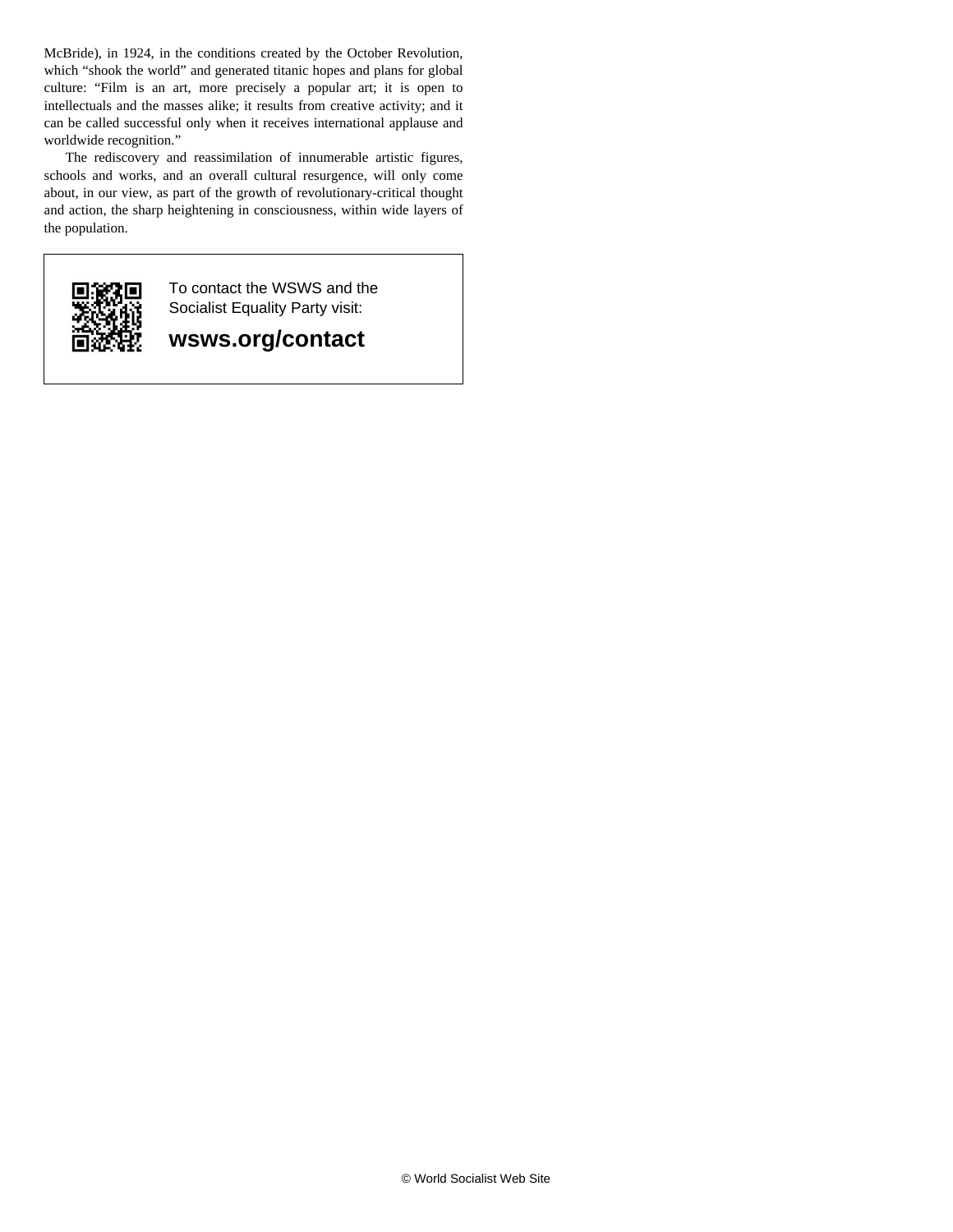McBride), in 1924, in the conditions created by the October Revolution, which "shook the world" and generated titanic hopes and plans for global culture: "Film is an art, more precisely a popular art; it is open to intellectuals and the masses alike; it results from creative activity; and it can be called successful only when it receives international applause and worldwide recognition."

The rediscovery and reassimilation of innumerable artistic figures, schools and works, and an overall cultural resurgence, will only come about, in our view, as part of the growth of revolutionary-critical thought and action, the sharp heightening in consciousness, within wide layers of the population.

To contact the WSWS and the Socialist Equality Party visit:

**wsws.org/contact**